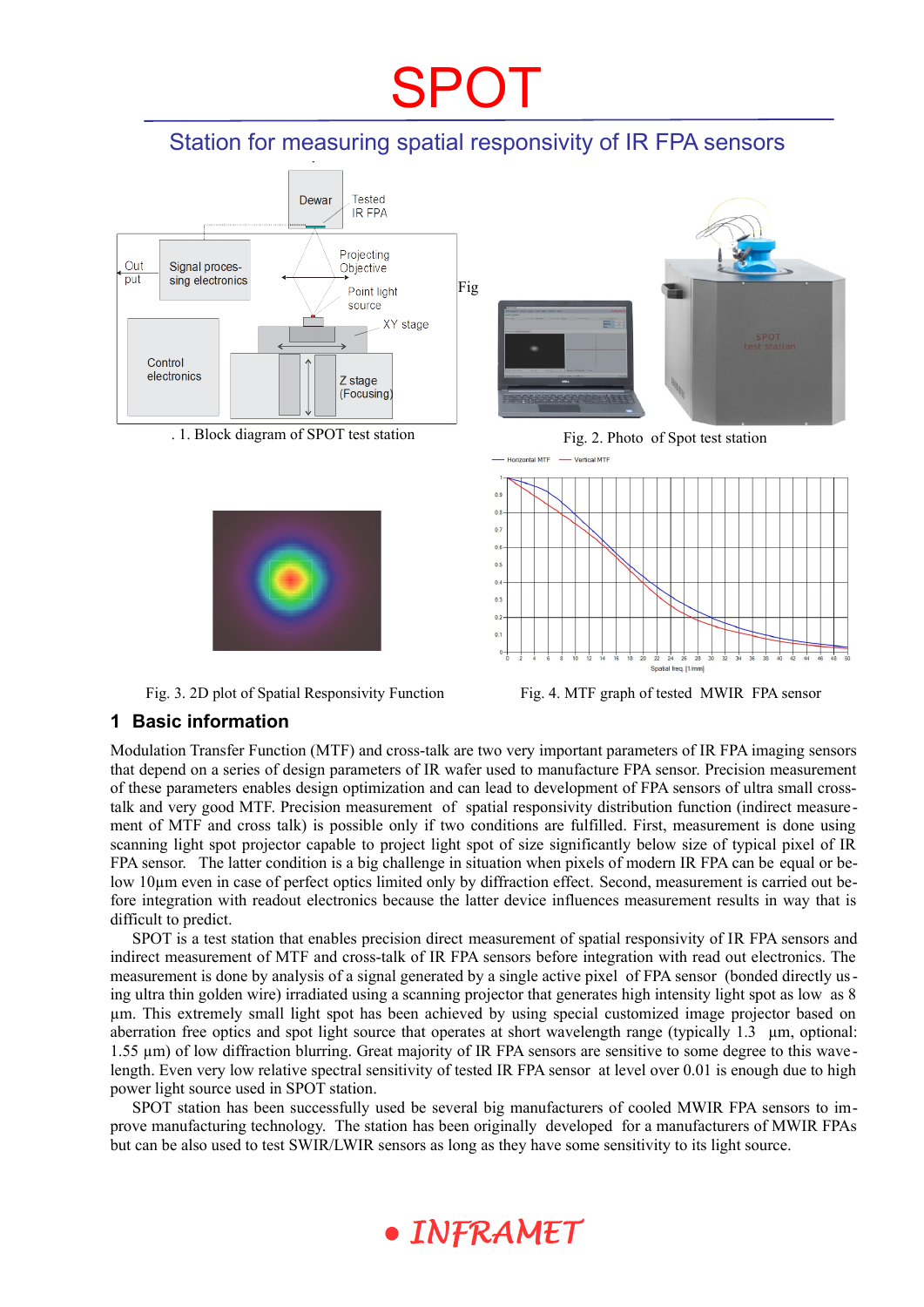# SPOT

## Station for measuring spatial responsivity of IR FPA sensors

Fig. 1. Block diagram of SPOT test station

Fig. 2. Photo of Spot test station

Fig. 3. 2D plot of Spatial Responsivity Function

Fig. 4. MTF graph of tested MWIR FPA sensor

## 1 Basic information

Modulation Transfer Function (MTF) and cross-talk are two very important parameters of IR FPA imaging sensors that depend on a series of design parameters of IR wafer used to manufacture FPA sensor. Precision measurement of these parameters enables design optimization and can lead to development of FPA sensors of ultra small cross-talk and very good MTF. Precision measurement of spatial responsivity distribution function (indirect measurement of MTF and cross talk) is possible only if two conditions are fulfilled. First, measurement is done using scanning light spot projector capable to project light spot of size significantly below size of typical pixel of IR FPA sensor. The latter condition is a big challenge in situation when pixels of modern IR FPA can be equal or below 10µm even in case of perfect optics limited only by diffraction effect. Second, measurement is carried out before integration with readout electronics because the latter device influences measurement results in way that is difficult to predict.

SPOT is a test station that enables precision direct measurement of spatial responsivity of IR FPA sensors and indirect measurement of MTF and cross-talk of IR FPA sensors before integration with read out electronics. The measurement is done by analysis of a signal generated by a single active pixel of FPA sensor (bonded directly using ultra thin golden wire) irradiated using a scanning projector that generates high intensity light spot as low as 8 µm. This extremely small light spot has been achieved by using special customized image projector based on aberration free optics and spot light source that operates at short wavelength range (typically 1.3 µm, optional: 1.55 µm) of low diffraction blurring. Great majority of IR FPA sensors are sensitive to some degree to this wavelength. Even very low relative spectral sensitivity of tested IR FPA sensor at level over 0.01 is enough due to high power light source used in SPOT station.

SPOT station has been successfully used be several big manufacturers of cooled MWIR FPA sensors to improve manufacturing technology. The station has been originally developed for a manufacturers of MWIR FPAs but can be also used to test SWIR/LWIR sensors as long as they have some sensitivity to its light source.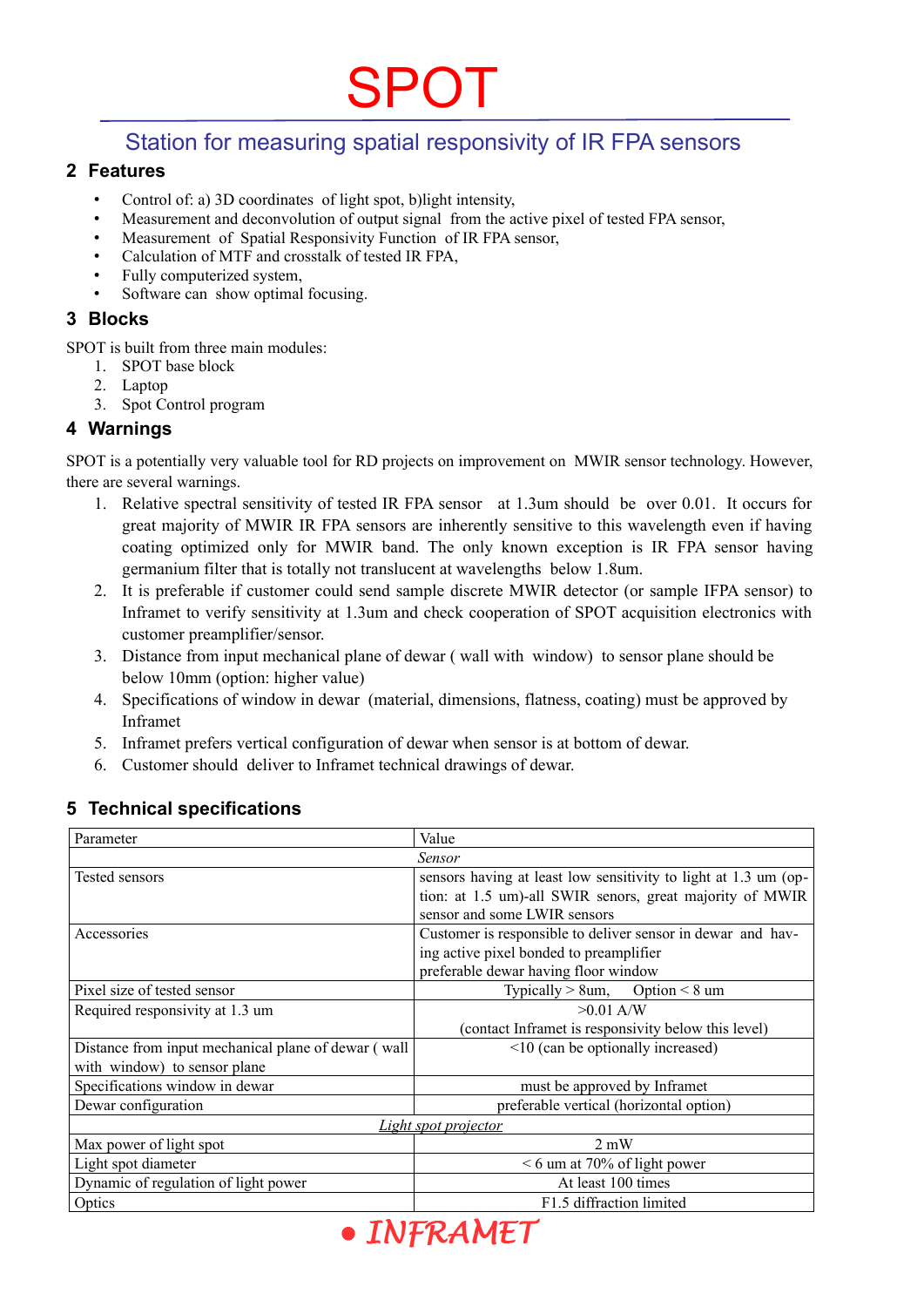# SPOT

## Station for measuring spatial responsivity of IR FPA sensors

## 2 Features

- Control of: a) 3D coordinates of light spot, b)light intensity,
- Measurement and deconvolution of output signal from the active pixel of tested FPA sensor,
- Measurement of Spatial Responsivity Function of IR FPA sensor,
- Calculation of MTF and crosstalk of tested IR FPA,
- Fully computerized system,
- Software can show optimal focusing.

## 3 Blocks

SPOT is built from three main modules:

1. SPOT base block
2. Laptop
3. Spot Control program

## 4 Warnings

SPOT is a potentially very valuable tool for RD projects on improvement on MWIR sensor technology. However, there are several warnings.

1. Relative spectral sensitivity of tested IR FPA sensor at 1.3um should be over 0.01. It occurs for great majority of MWIR IR FPA sensors are inherently sensitive to this wavelength even if having coating optimized only for MWIR band. The only known exception is IR FPA sensor having germanium filter that is totally not translucent at wavelengths below 1.8um.
2. It is preferable if customer could send sample discrete MWIR detector (or sample IFPA sensor) to Inframet to verify sensitivity at 1.3um and check cooperation of SPOT acquisition electronics with customer preamplifier/sensor.
3. Distance from input mechanical plane of dewar ( wall with window) to sensor plane should be below 10mm (option: higher value)
4. Specifications of window in dewar (material, dimensions, flatness, coating) must be approved by Inframet
5. Inframet prefers vertical configuration of dewar when sensor is at bottom of dewar.
6. Customer should deliver to Inframet technical drawings of dewar.

## 5 Technical specifications

| Parameter | Value |
|---|---|
| *Sensor* | |
| Tested sensors | sensors having at least low sensitivity to light at 1.3 um (option: at 1.5 um)-all SWIR senors, great majority of MWIR sensor and some LWIR sensors |
| Accessories | Customer is responsible to deliver sensor in dewar and having active pixel bonded to preamplifier preferable dewar having floor window |
| Pixel size of tested sensor | Typically > 8um, Option < 8 um |
| Required responsivity at 1.3 um | >0.01 A/W (contact Inframet is responsivity below this level) |
| Distance from input mechanical plane of dewar ( wall with window) to sensor plane | <10 (can be optionally increased) |
| Specifications window in dewar | must be approved by Inframet |
| Dewar configuration | preferable vertical (horizontal option) |
| *Light spot projector* | |
| Max power of light spot | 2 mW |
| Light spot diameter | < 6 um at 70% of light power |
| Dynamic of regulation of light power | At least 100 times |
| Optics | F1.5 diffraction limited |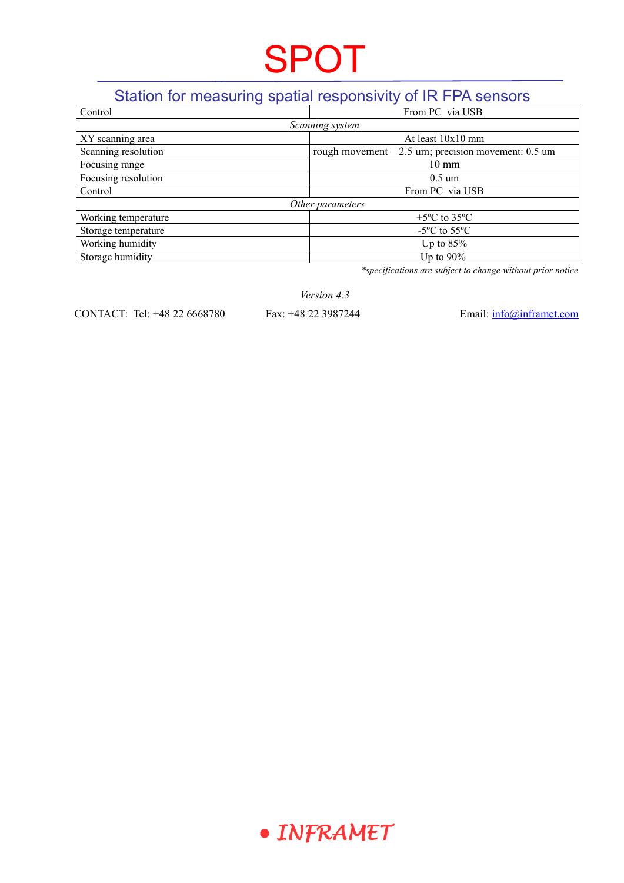# SPOT

## Station for measuring spatial responsivity of IR FPA sensors

| | |
|---|---|
| Control | From PC via USB |
| *Scanning system* | |
| XY scanning area | At least 10x10 mm |
| Scanning resolution | rough movement – 2.5 um; precision movement: 0.5 um |
| Focusing range | 10 mm |
| Focusing resolution | 0.5 um |
| Control | From PC via USB |
| *Other parameters* | |
| Working temperature | +5ºC to 35ºC |
| Storage temperature | -5ºC to 55ºC |
| Working humidity | Up to 85% |
| Storage humidity | Up to 90% |

*\*specifications are subject to change without prior notice*

*Version 4.3*

CONTACT: Tel: +48 22 6668780 Fax: +48 22 3987244 Email: info@inframet.com

INFRAMET